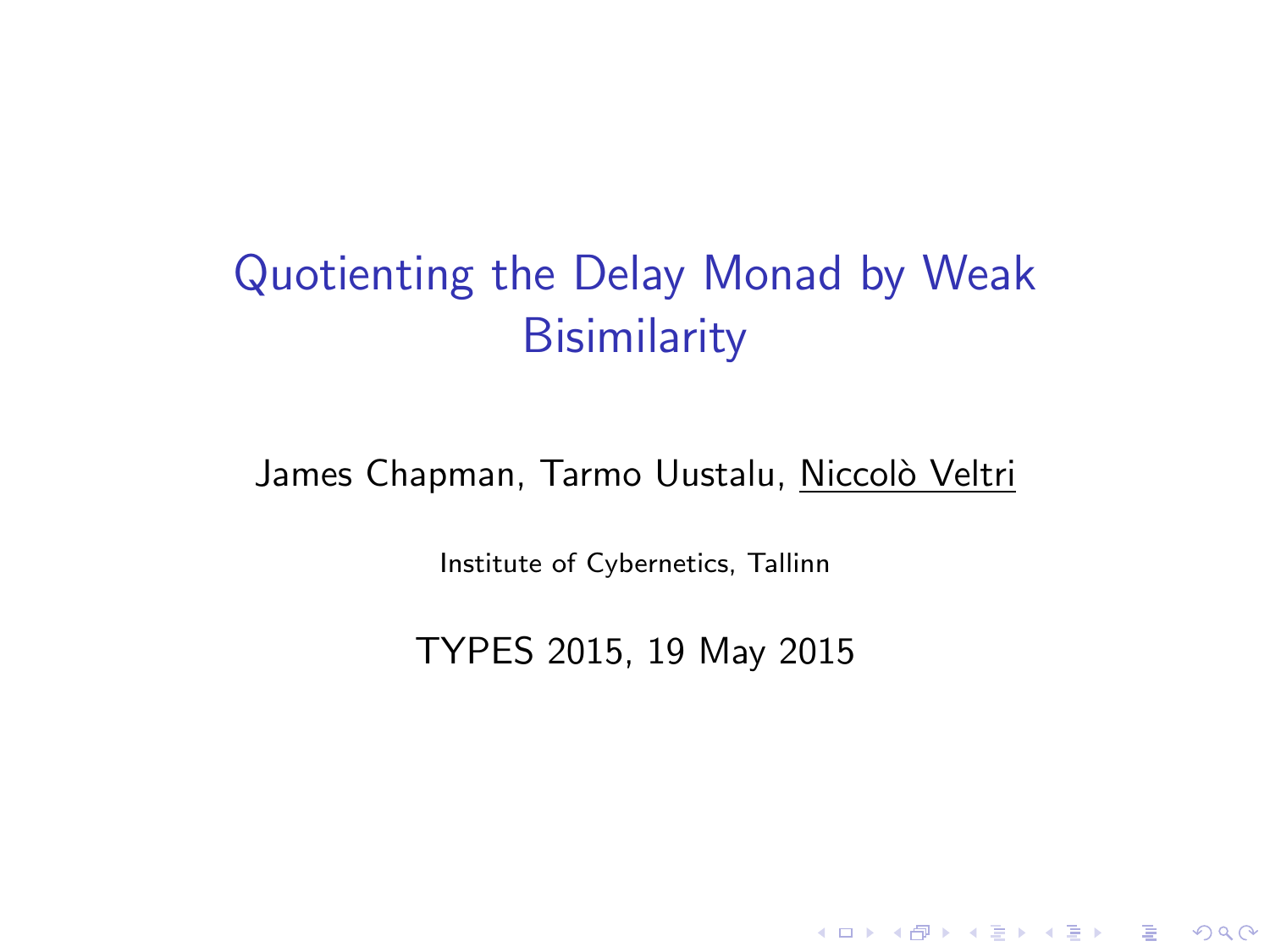# Quotienting the Delay Monad by Weak Bisimilarity

James Chapman, Tarmo Uustalu, Niccolò Veltri

Institute of Cybernetics, Tallinn

TYPES 2015, 19 May 2015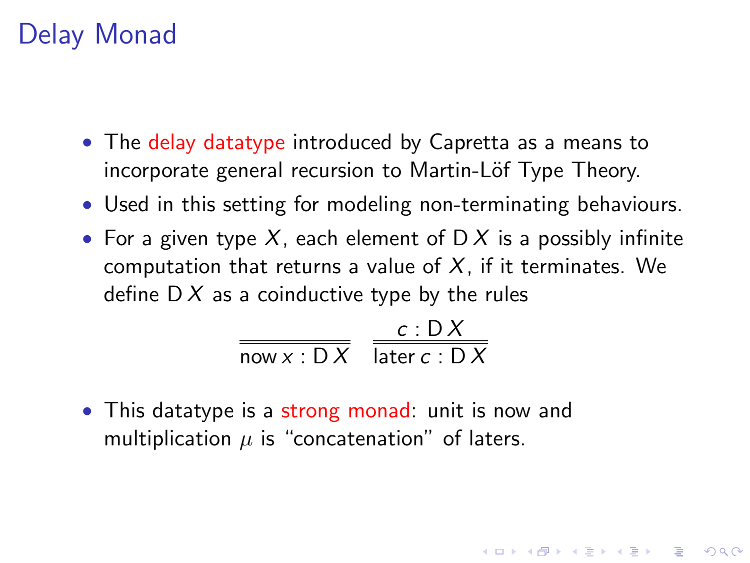# Delay Monad

- The delay datatype introduced by Capretta as a means to incorporate general recursion to Martin-Löf Type Theory.
- Used in this setting for modeling non-terminating behaviours.
- For a given type $X$, each element of $\mathsf{D}\,X$ is a possibly infinite computation that returns a value of $X$, if it terminates. We define $\mathsf{D}\,X$ as a coinductive type by the rules

$$\frac{}{\mathsf{now}\,x : \mathsf{D}\,X} \qquad \frac{c : \mathsf{D}\,X}{\mathsf{later}\,c : \mathsf{D}\,X}$$

- This datatype is a strong monad: unit is now and multiplication $\mu$ is "concatenation" of laters.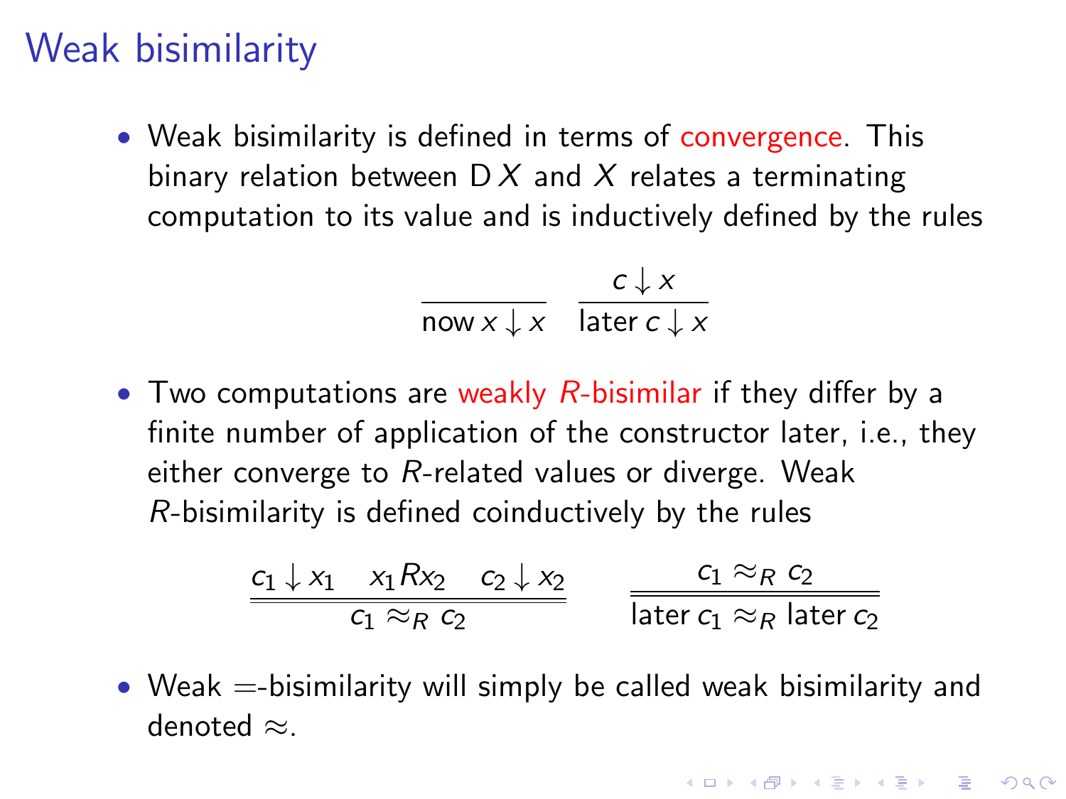# Weak bisimilarity

- Weak bisimilarity is defined in terms of convergence. This binary relation between $\mathsf{D}\,X$ and $X$ relates a terminating computation to its value and is inductively defined by the rules

$$\frac{}{\mathsf{now}\,x \downarrow x} \qquad \frac{c \downarrow x}{\mathsf{later}\,c \downarrow x}$$

- Two computations are weakly $R$-bisimilar if they differ by a finite number of application of the constructor later, i.e., they either converge to $R$-related values or diverge. Weak $R$-bisimilarity is defined coinductively by the rules

$$\frac{c_1 \downarrow x_1 \quad x_1 R x_2 \quad c_2 \downarrow x_2}{c_1 \approx_R c_2} \qquad \frac{c_1 \approx_R c_2}{\mathsf{later}\,c_1 \approx_R \mathsf{later}\,c_2}$$

- Weak $=$-bisimilarity will simply be called weak bisimilarity and denoted $\approx$.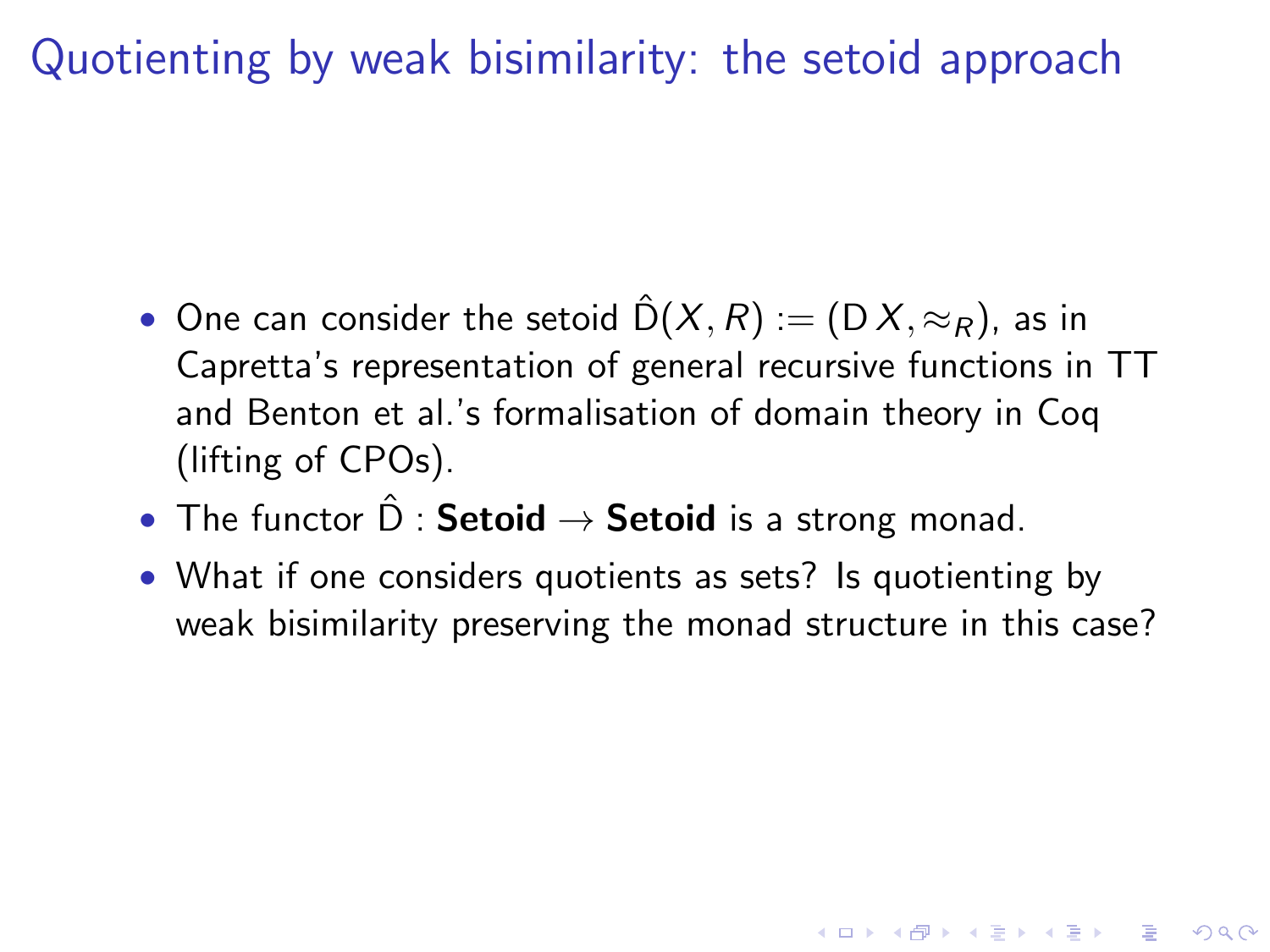# Quotienting by weak bisimilarity: the setoid approach

- One can consider the setoid $\hat{\mathrm{D}}(X, R) := (\mathrm{D}\, X, \approx_R)$, as in Capretta's representation of general recursive functions in TT and Benton et al.'s formalisation of domain theory in Coq (lifting of CPOs).
- The functor $\hat{\mathrm{D}}$ : **Setoid** $\rightarrow$ **Setoid** is a strong monad.
- What if one considers quotients as sets? Is quotienting by weak bisimilarity preserving the monad structure in this case?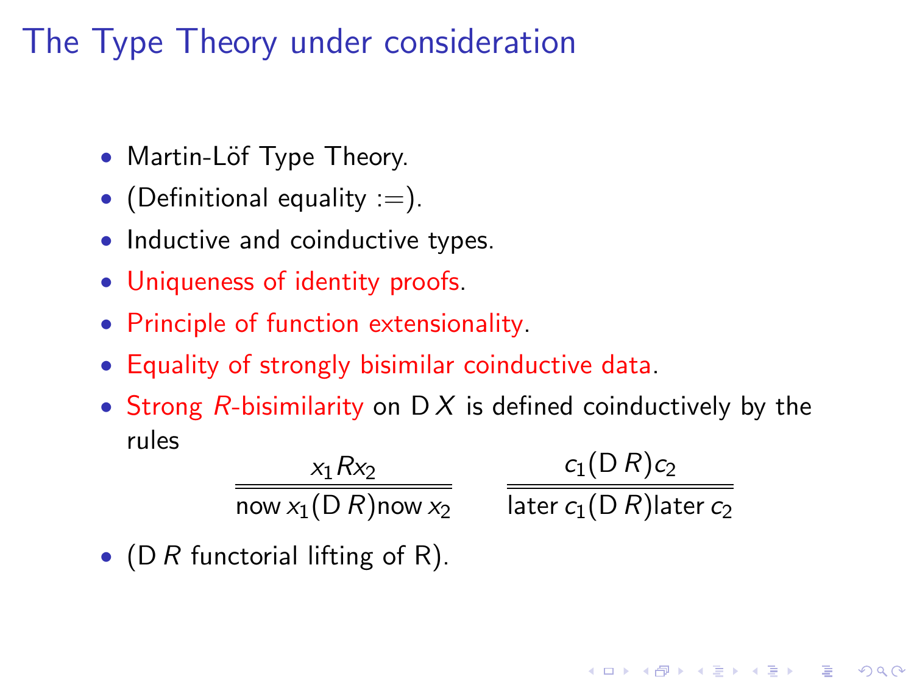# The Type Theory under consideration

- Martin-Löf Type Theory.
- (Definitional equality :=).
- Inductive and coinductive types.
- Uniqueness of identity proofs.
- Principle of function extensionality.
- Equality of strongly bisimilar coinductive data.
- Strong $R$-bisimilarity on $\mathrm{D}\,X$ is defined coinductively by the rules

$$\frac{x_1 R x_2}{\mathsf{now}\, x_1 (\mathrm{D}\, R) \mathsf{now}\, x_2} \qquad \frac{c_1 (\mathrm{D}\, R) c_2}{\mathsf{later}\, c_1 (\mathrm{D}\, R) \mathsf{later}\, c_2}$$

- ($\mathrm{D}\,R$ functorial lifting of R).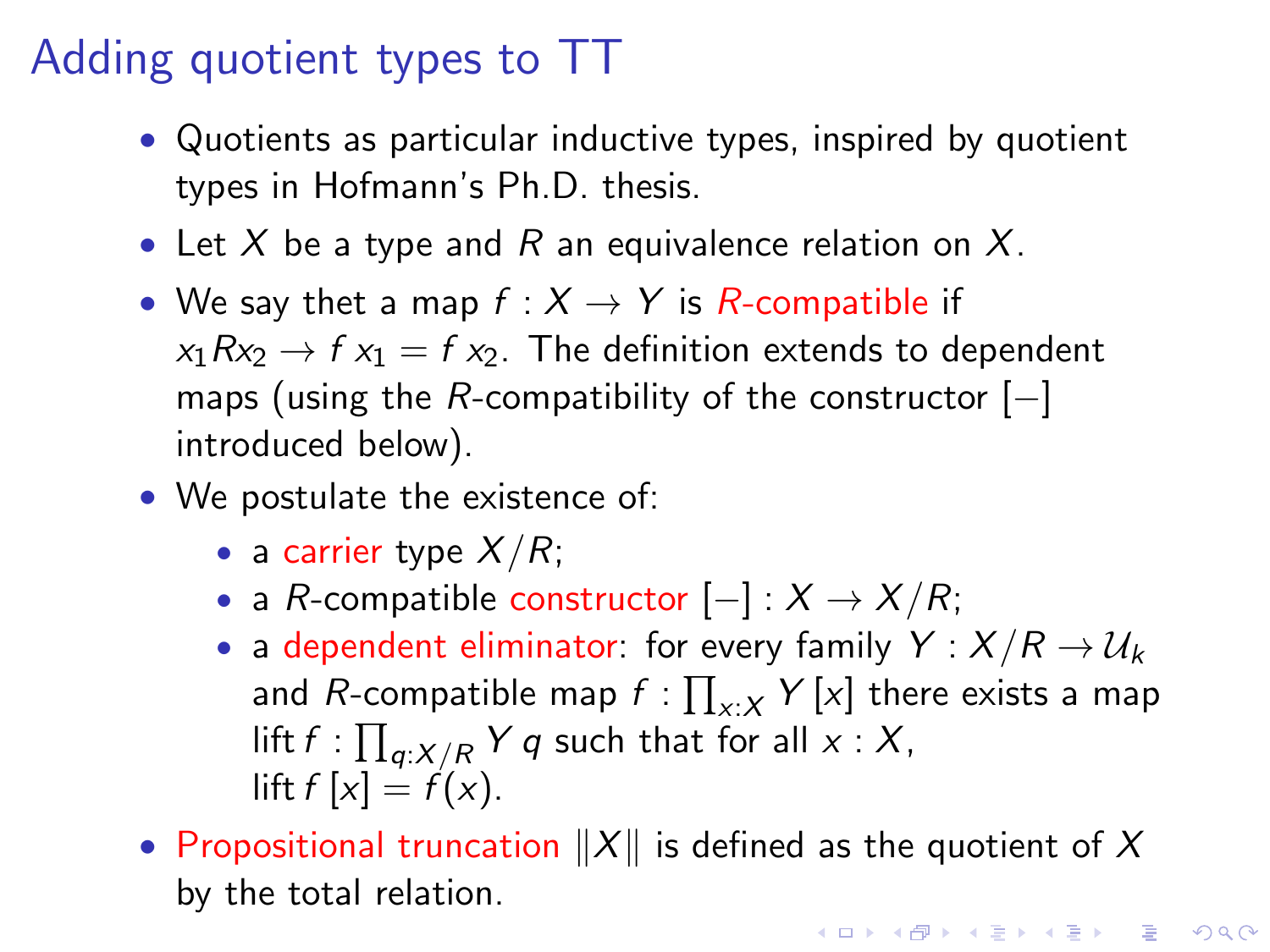# Adding quotient types to TT

- Quotients as particular inductive types, inspired by quotient types in Hofmann's Ph.D. thesis.
- Let $X$ be a type and $R$ an equivalence relation on $X$.
- We say thet a map $f : X \to Y$ is *R-compatible* if $x_1 R x_2 \to f\, x_1 = f\, x_2$. The definition extends to dependent maps (using the $R$-compatibility of the constructor $[-]$ introduced below).
- We postulate the existence of:
  - a *carrier* type $X/R$;
  - a $R$-compatible *constructor* $[-] : X \to X/R$;
  - a *dependent eliminator*: for every family $Y : X/R \to \mathcal{U}_k$ and $R$-compatible map $f : \prod_{x:X} Y\,[x]$ there exists a map $\mathrm{lift}\, f : \prod_{q:X/R} Y\, q$ such that for all $x : X$, $\mathrm{lift}\, f\,[x] = f(x)$.
- *Propositional truncation* $\|X\|$ is defined as the quotient of $X$ by the total relation.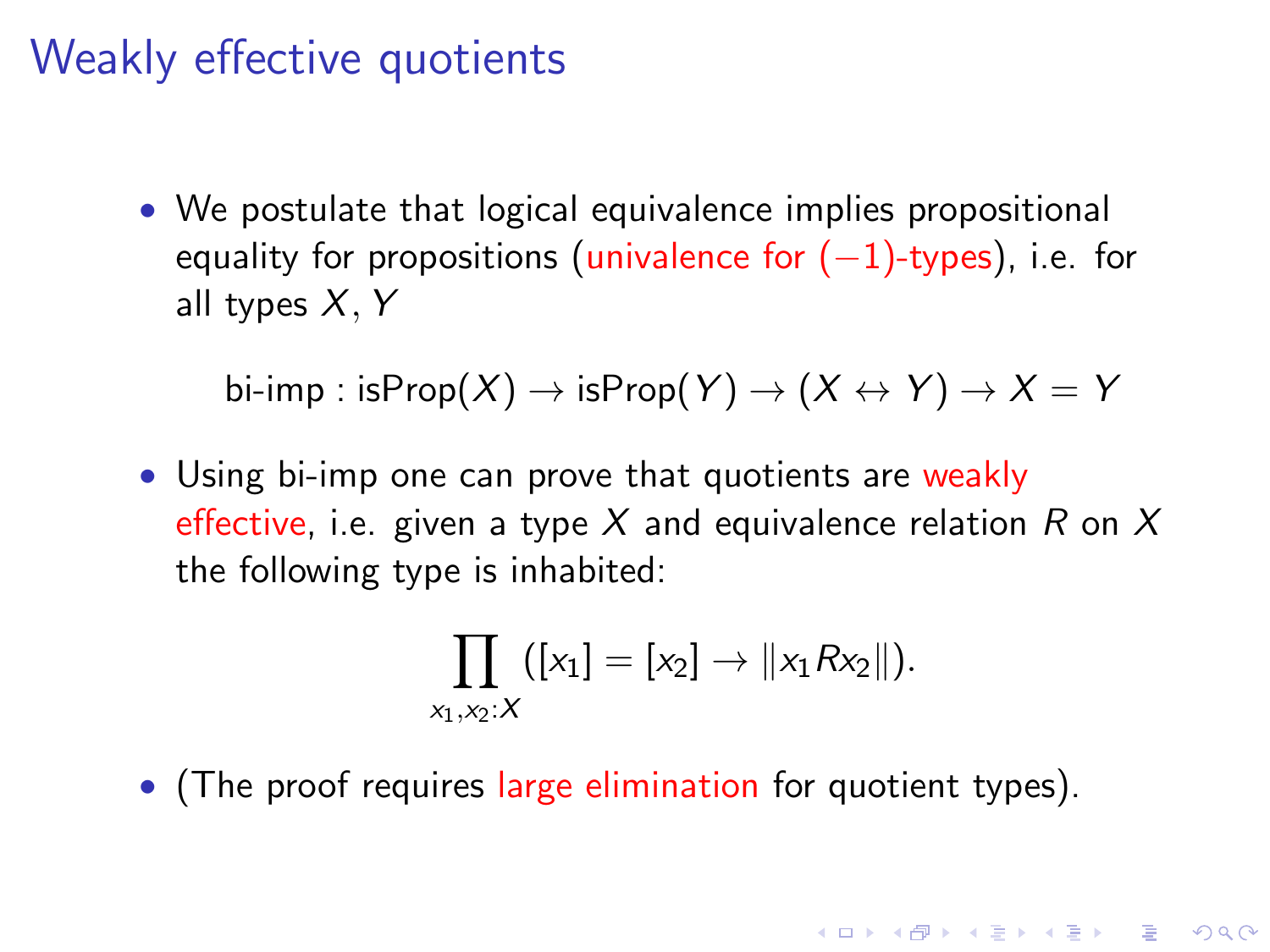# Weakly effective quotients

- We postulate that logical equivalence implies propositional equality for propositions (univalence for $(-1)$-types), i.e. for all types $X$, $Y$

$$\text{bi-imp} : \text{isProp}(X) \to \text{isProp}(Y) \to (X \leftrightarrow Y) \to X = Y$$

- Using bi-imp one can prove that quotients are weakly effective, i.e. given a type $X$ and equivalence relation $R$ on $X$ the following type is inhabited:

$$\prod_{x_1, x_2 : X} ([x_1] = [x_2] \to \| x_1 R x_2 \|).$$

- (The proof requires large elimination for quotient types).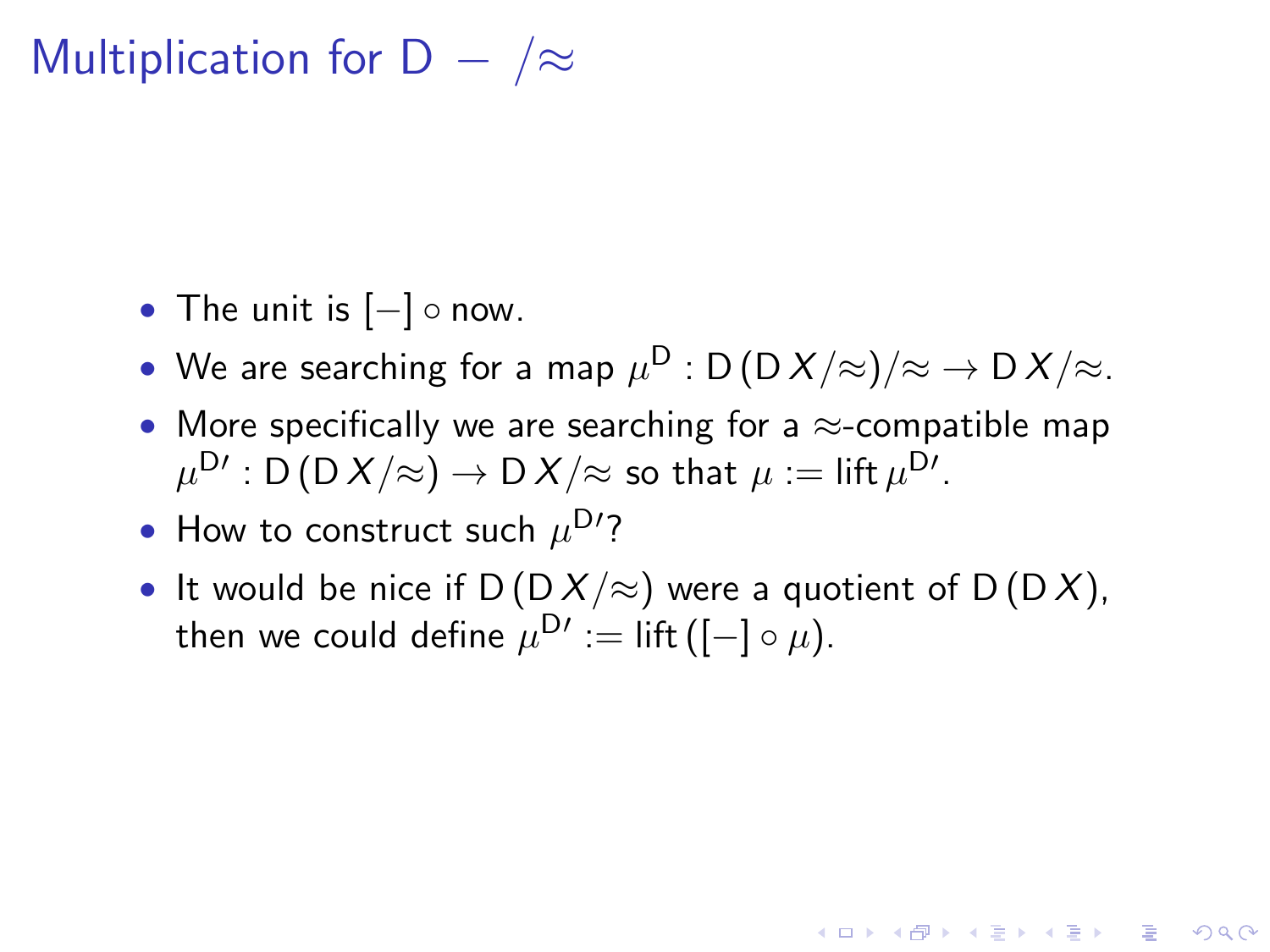# Multiplication for $\mathsf{D} - /\approx$

- The unit is $[-] \circ \text{now}$.
- We are searching for a map $\mu^{\mathsf{D}} : \mathsf{D}\,(\mathsf{D}\,X/\approx)/\approx \to \mathsf{D}\,X/\approx$.
- More specifically we are searching for a $\approx$-compatible map $\mu^{\mathsf{D}\prime} : \mathsf{D}\,(\mathsf{D}\,X/\approx) \to \mathsf{D}\,X/\approx$ so that $\mu := \text{lift}\,\mu^{\mathsf{D}\prime}$.
- How to construct such $\mu^{\mathsf{D}\prime}$?
- It would be nice if $\mathsf{D}\,(\mathsf{D}\,X/\approx)$ were a quotient of $\mathsf{D}\,(\mathsf{D}\,X)$, then we could define $\mu^{\mathsf{D}\prime} := \text{lift}\,([-] \circ \mu)$.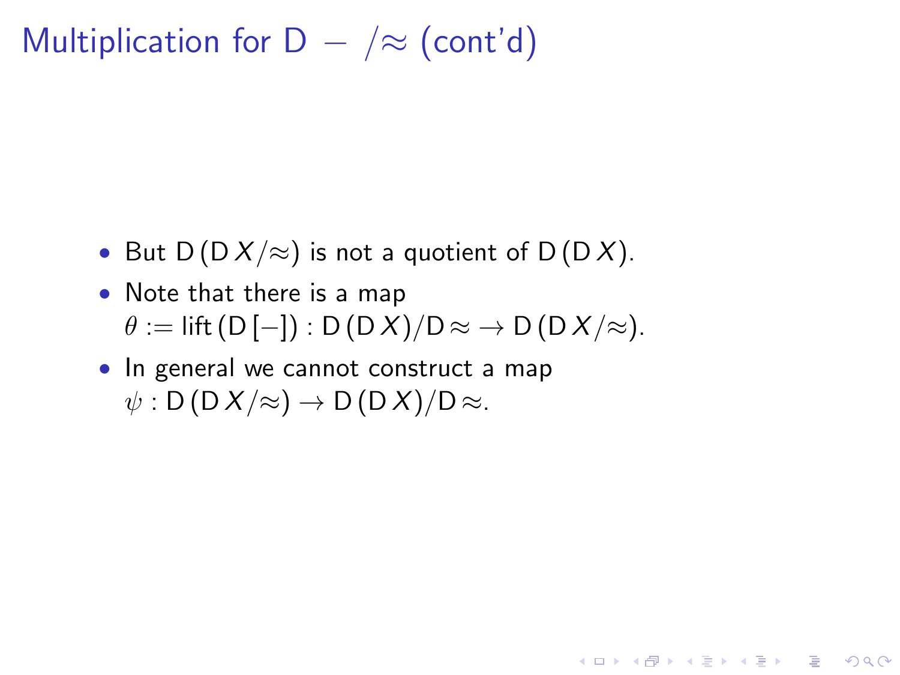# Multiplication for $\mathsf{D} - /\approx$ (cont'd)

- But $\mathsf{D}\,(\mathsf{D}\,X/\approx)$ is not a quotient of $\mathsf{D}\,(\mathsf{D}\,X)$.
- Note that there is a map $\theta := \mathsf{lift}\,(\mathsf{D}\,[-]) : \mathsf{D}\,(\mathsf{D}\,X)/\mathsf{D}\approx\ \to \mathsf{D}\,(\mathsf{D}\,X/\approx)$.
- In general we cannot construct a map $\psi : \mathsf{D}\,(\mathsf{D}\,X/\approx) \to \mathsf{D}\,(\mathsf{D}\,X)/\mathsf{D}\approx$.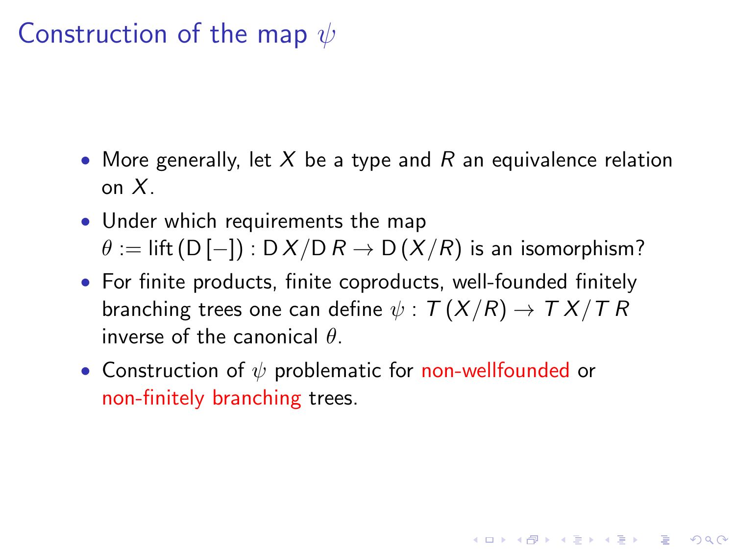# Construction of the map $\psi$

- More generally, let $X$ be a type and $R$ an equivalence relation on $X$.
- Under which requirements the map $\theta := \mathsf{lift}\,(\mathsf{D}\,[-]) : \mathsf{D}\,X/\mathsf{D}\,R \to \mathsf{D}\,(X/R)$ is an isomorphism?
- For finite products, finite coproducts, well-founded finitely branching trees one can define $\psi : T\,(X/R) \to T\,X/T\,R$ inverse of the canonical $\theta$.
- Construction of $\psi$ problematic for non-wellfounded or non-finitely branching trees.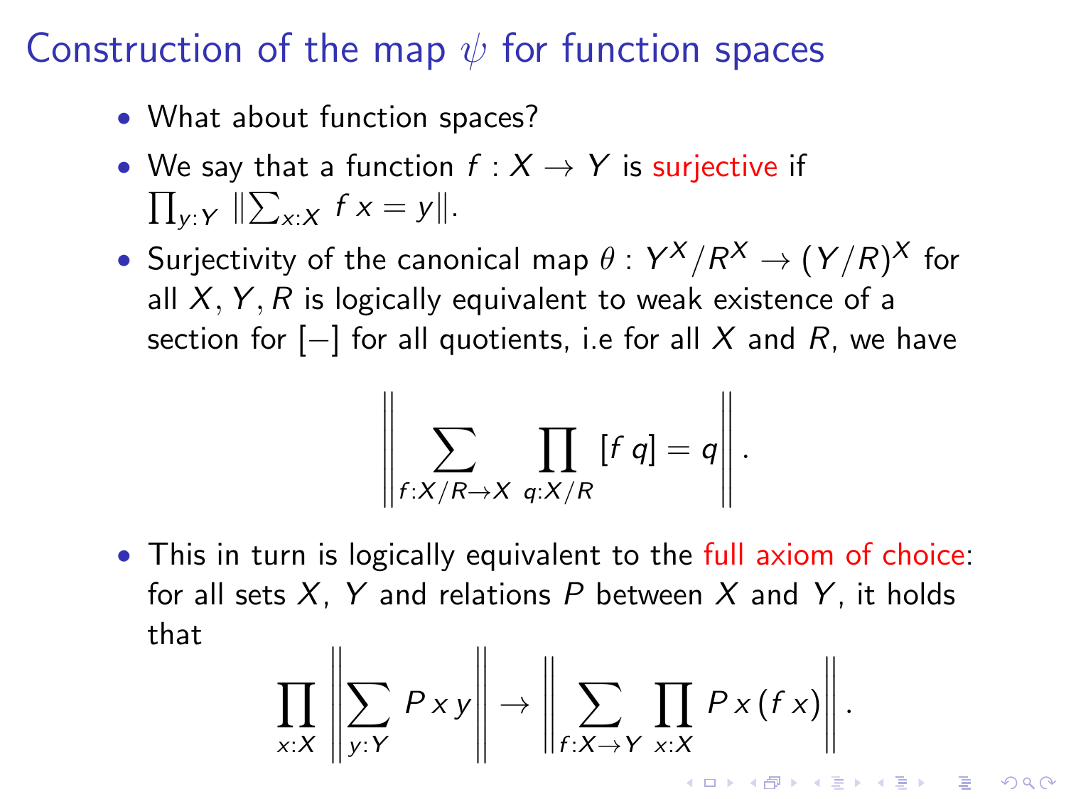# Construction of the map $\psi$ for function spaces

- What about function spaces?
- We say that a function $f : X \to Y$ is surjective if $\prod_{y:Y} \|\sum_{x:X} f\,x = y\|$.
- Surjectivity of the canonical map $\theta : Y^X/R^X \to (Y/R)^X$ for all $X, Y, R$ is logically equivalent to weak existence of a section for $[-]$ for all quotients, i.e for all $X$ and $R$, we have

$$\left\| \sum_{f:X/R \to X} \prod_{q:X/R} [f\,q] = q \right\|.$$

- This in turn is logically equivalent to the full axiom of choice: for all sets $X$, $Y$ and relations $P$ between $X$ and $Y$, it holds that

$$\prod_{x:X} \left\| \sum_{y:Y} P\,x\,y \right\| \to \left\| \sum_{f:X \to Y} \prod_{x:X} P\,x\,(f\,x) \right\|.$$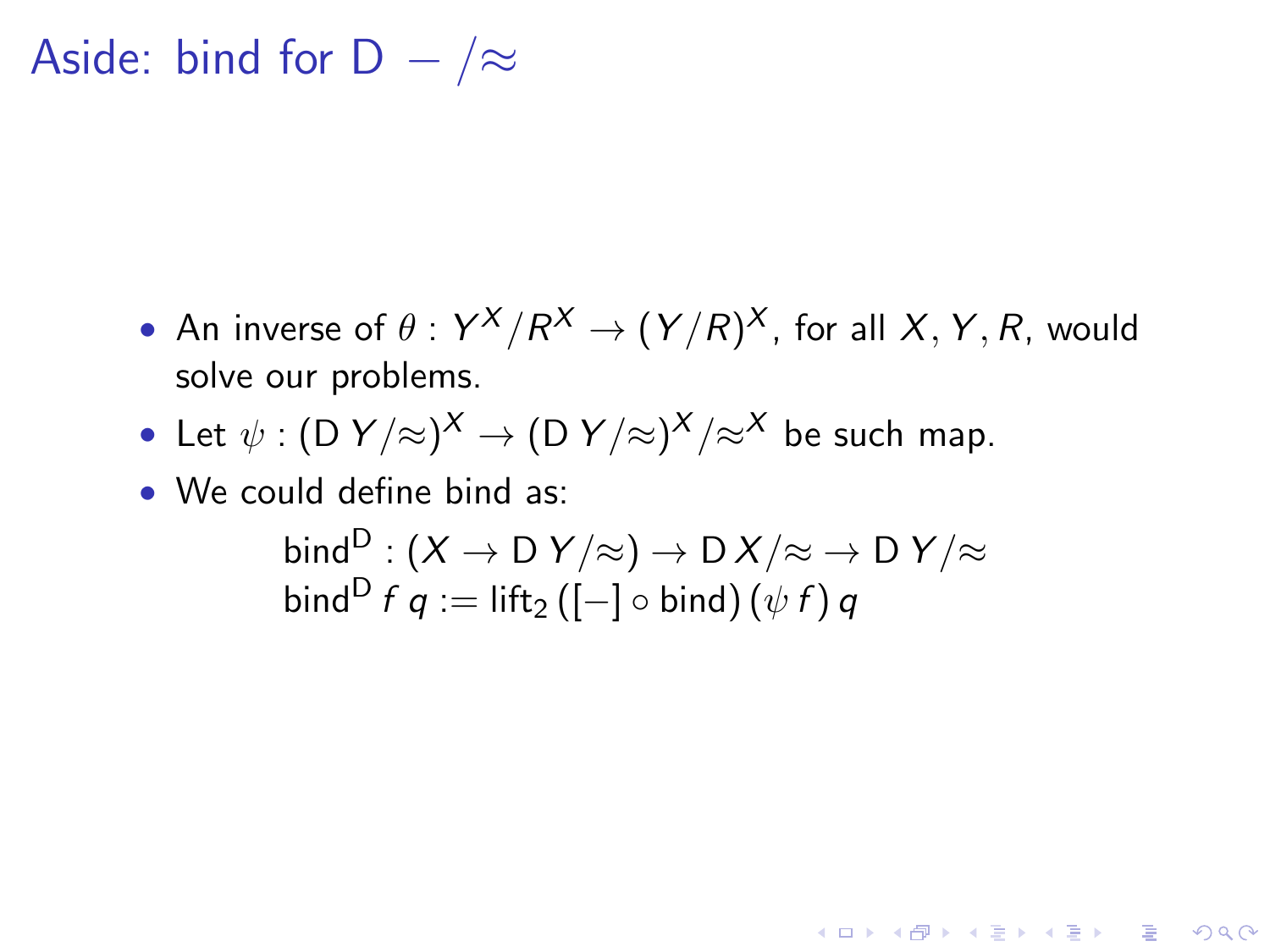# Aside: bind for $\mathsf{D} - /\approx$

- An inverse of $\theta : Y^X/R^X \to (Y/R)^X$, for all $X, Y, R$, would solve our problems.
- Let $\psi : (\mathsf{D}\,Y/\approx)^X \to (\mathsf{D}\,Y/\approx)^X/\approx^X$ be such map.
- We could define bind as:

$$
\begin{aligned}
&\mathsf{bind}^{\mathsf{D}} : (X \to \mathsf{D}\,Y/\approx) \to \mathsf{D}\,X/\approx\, \to \mathsf{D}\,Y/\approx \\
&\mathsf{bind}^{\mathsf{D}}\,f\,q := \mathsf{lift}_2\,([-] \circ \mathsf{bind})\,(\psi\,f)\,q
\end{aligned}
$$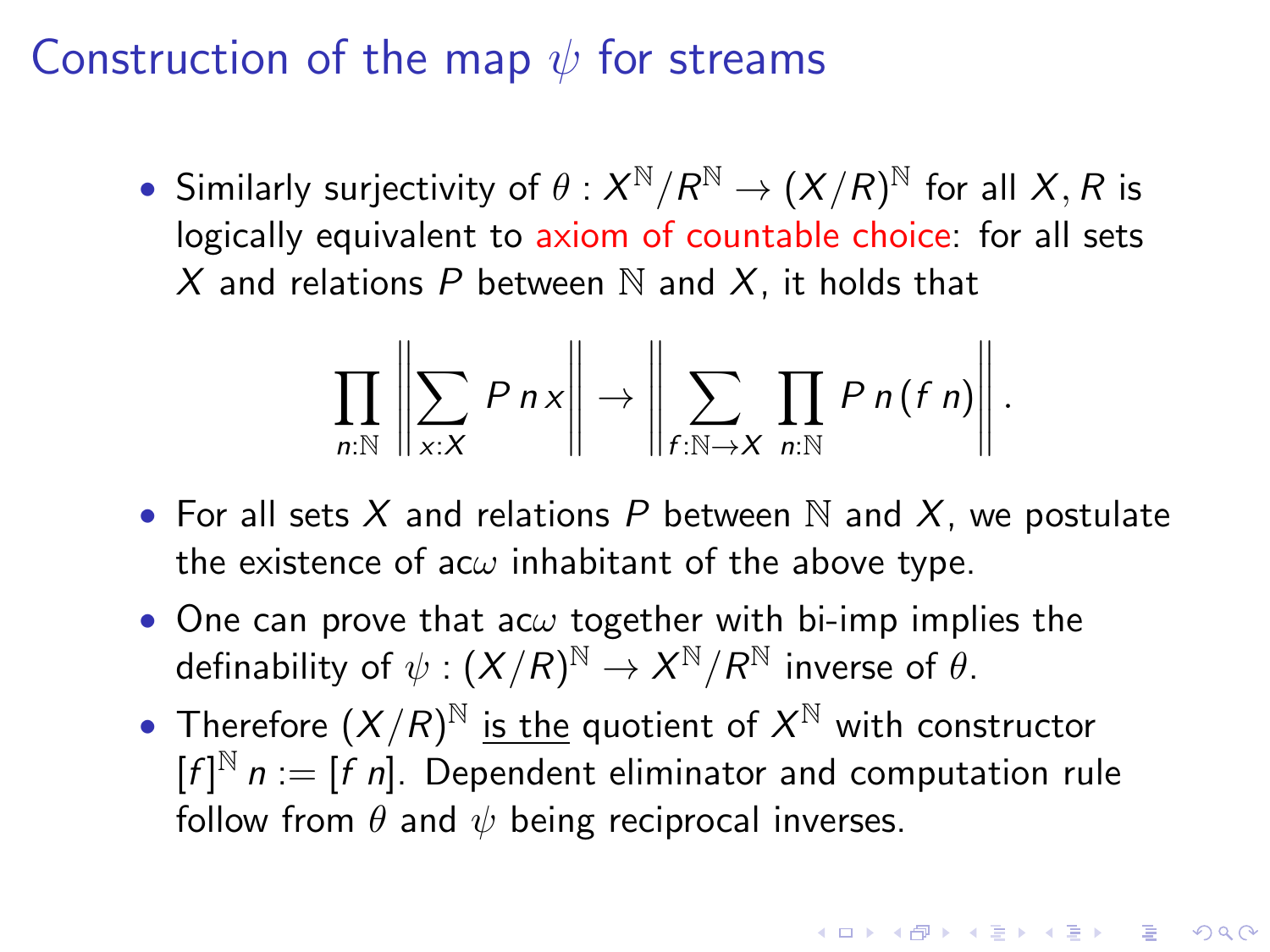# Construction of the map $\psi$ for streams

- Similarly surjectivity of $\theta : X^{\mathbb{N}}/R^{\mathbb{N}} \to (X/R)^{\mathbb{N}}$ for all $X, R$ is logically equivalent to axiom of countable choice: for all sets $X$ and relations $P$ between $\mathbb{N}$ and $X$, it holds that

$$\prod_{n:\mathbb{N}} \left\| \sum_{x:X} P\, n\, x \right\| \to \left\| \sum_{f:\mathbb{N}\to X} \prod_{n:\mathbb{N}} P\, n\, (f\ n) \right\|.$$

- For all sets $X$ and relations $P$ between $\mathbb{N}$ and $X$, we postulate the existence of ac$\omega$ inhabitant of the above type.
- One can prove that ac$\omega$ together with bi-imp implies the definability of $\psi : (X/R)^{\mathbb{N}} \to X^{\mathbb{N}}/R^{\mathbb{N}}$ inverse of $\theta$.
- Therefore $(X/R)^{\mathbb{N}}$ is the quotient of $X^{\mathbb{N}}$ with constructor $[f]^{\mathbb{N}}\, n := [f\ n]$. Dependent eliminator and computation rule follow from $\theta$ and $\psi$ being reciprocal inverses.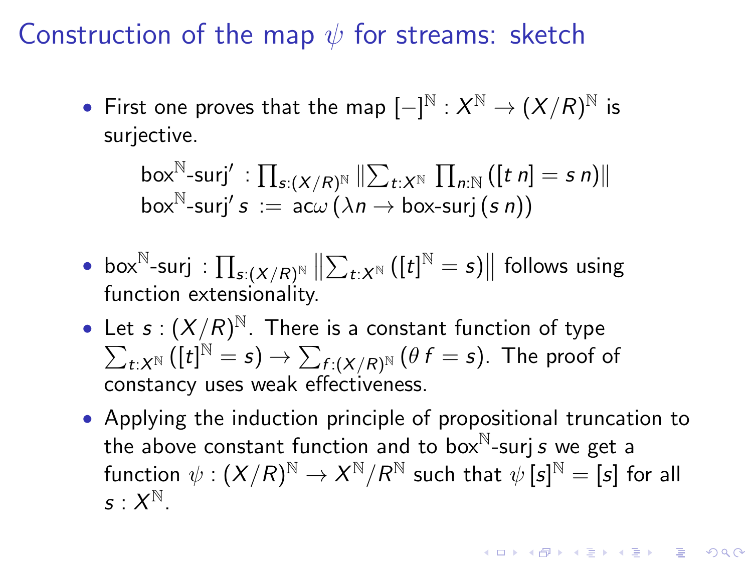# Construction of the map $\psi$ for streams: sketch

- First one proves that the map $[-]^{\mathbb{N}} : X^{\mathbb{N}} \to (X/R)^{\mathbb{N}}$ is surjective.

$$
\begin{aligned}
&\mathsf{box}^{\mathbb{N}}\text{-}\mathsf{surj}' \; : \prod_{s:(X/R)^{\mathbb{N}}} \left\| \sum_{t:X^{\mathbb{N}}} \prod_{n:\mathbb{N}} ([t\,n] = s\,n) \right\| \\
&\mathsf{box}^{\mathbb{N}}\text{-}\mathsf{surj}'\, s \; := \; \mathsf{ac}\omega\,(\lambda n \to \mathsf{box}\text{-}\mathsf{surj}\,(s\,n))
\end{aligned}
$$

- $\mathsf{box}^{\mathbb{N}}\text{-}\mathsf{surj} : \prod_{s:(X/R)^{\mathbb{N}}} \left\| \sum_{t:X^{\mathbb{N}}} ([t]^{\mathbb{N}} = s) \right\|$ follows using function extensionality.
- Let $s : (X/R)^{\mathbb{N}}$. There is a constant function of type $\sum_{t:X^{\mathbb{N}}} ([t]^{\mathbb{N}} = s) \to \sum_{f:(X/R)^{\mathbb{N}}} (\theta\, f = s)$. The proof of constancy uses weak effectiveness.
- Applying the induction principle of propositional truncation to the above constant function and to $\mathsf{box}^{\mathbb{N}}\text{-}\mathsf{surj}\, s$ we get a function $\psi : (X/R)^{\mathbb{N}} \to X^{\mathbb{N}}/R^{\mathbb{N}}$ such that $\psi\,[s]^{\mathbb{N}} = [s]$ for all $s : X^{\mathbb{N}}$.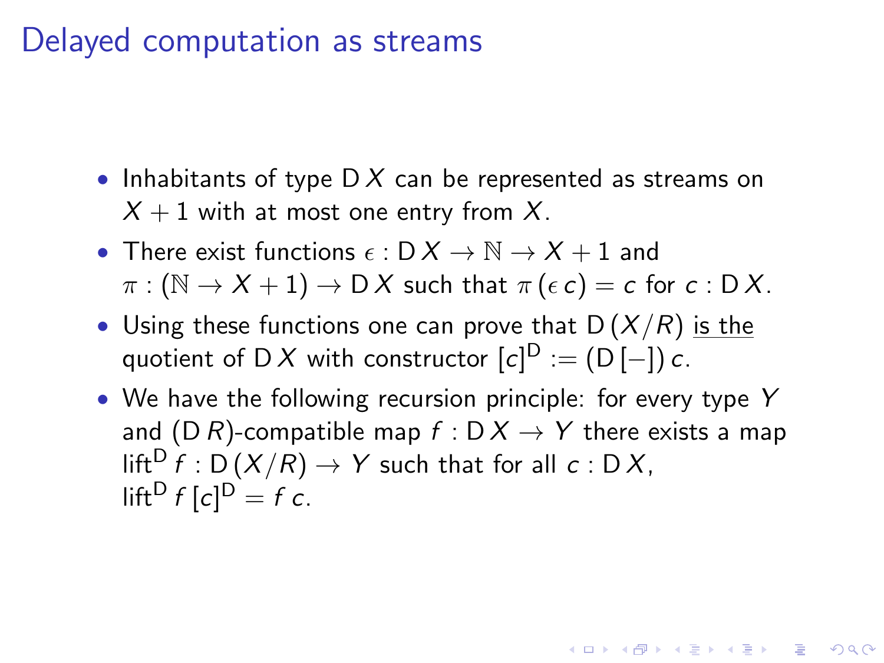# Delayed computation as streams

- Inhabitants of type $\mathsf{D}\,X$ can be represented as streams on $X + 1$ with at most one entry from $X$.
- There exist functions $\epsilon : \mathsf{D}\,X \to \mathbb{N} \to X + 1$ and $\pi : (\mathbb{N} \to X + 1) \to \mathsf{D}\,X$ such that $\pi\,(\epsilon\,c) = c$ for $c : \mathsf{D}\,X$.
- Using these functions one can prove that $\mathsf{D}\,(X/R)$ <u>is the</u> quotient of $\mathsf{D}\,X$ with constructor $[c]^{\mathsf{D}} := (\mathsf{D}\,[-])\,c$.
- We have the following recursion principle: for every type $Y$ and $(\mathsf{D}\,R)$-compatible map $f : \mathsf{D}\,X \to Y$ there exists a map $\mathsf{lift}^{\mathsf{D}}\,f : \mathsf{D}\,(X/R) \to Y$ such that for all $c : \mathsf{D}\,X$, $\mathsf{lift}^{\mathsf{D}}\,f\,[c]^{\mathsf{D}} = f\,c$.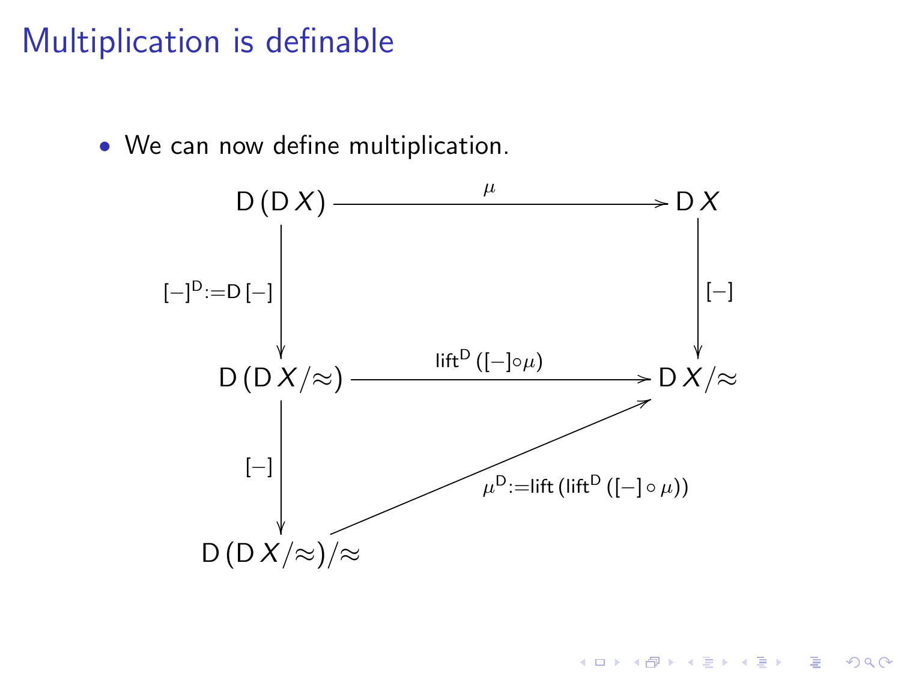# Multiplication is definable

- We can now define multiplication.

$$
\begin{array}{ccc}
\mathsf{D}\,(\mathsf{D}\,X) & \xrightarrow{\quad \mu \quad} & \mathsf{D}\,X \\
\Big\downarrow {\scriptstyle [-]^{\mathsf{D}} := \mathsf{D}\,[-]} & & \Big\downarrow {\scriptstyle [-]} \\
\mathsf{D}\,(\mathsf{D}\,X/\!\approx) & \xrightarrow{\quad \mathsf{lift}^{\mathsf{D}}\,([-]\circ\mu) \quad} & \mathsf{D}\,X/\!\approx \\
\Big\downarrow {\scriptstyle [-]} & \nearrow {\scriptstyle \mu^{\mathsf{D}} := \mathsf{lift}\,(\mathsf{lift}^{\mathsf{D}}\,([-]\circ\mu))} & \\
\mathsf{D}\,(\mathsf{D}\,X/\!\approx)/\!\approx & &
\end{array}
$$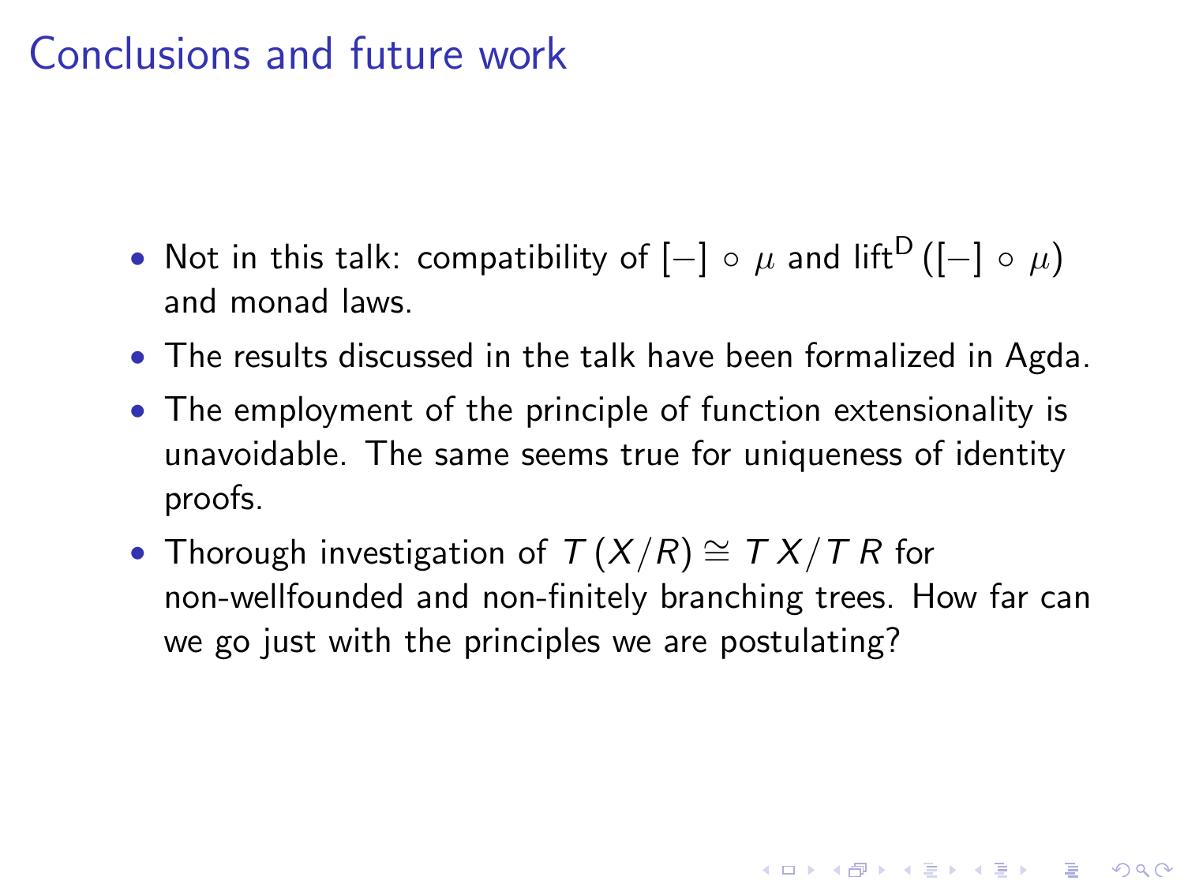# Conclusions and future work

- Not in this talk: compatibility of $[-] \circ \mu$ and $\mathsf{lift}^{\mathsf{D}}\,([-] \circ \mu)$ and monad laws.
- The results discussed in the talk have been formalized in Agda.
- The employment of the principle of function extensionality is unavoidable. The same seems true for uniqueness of identity proofs.
- Thorough investigation of $T\,(X/R) \cong T\,X/T\,R$ for non-wellfounded and non-finitely branching trees. How far can we go just with the principles we are postulating?